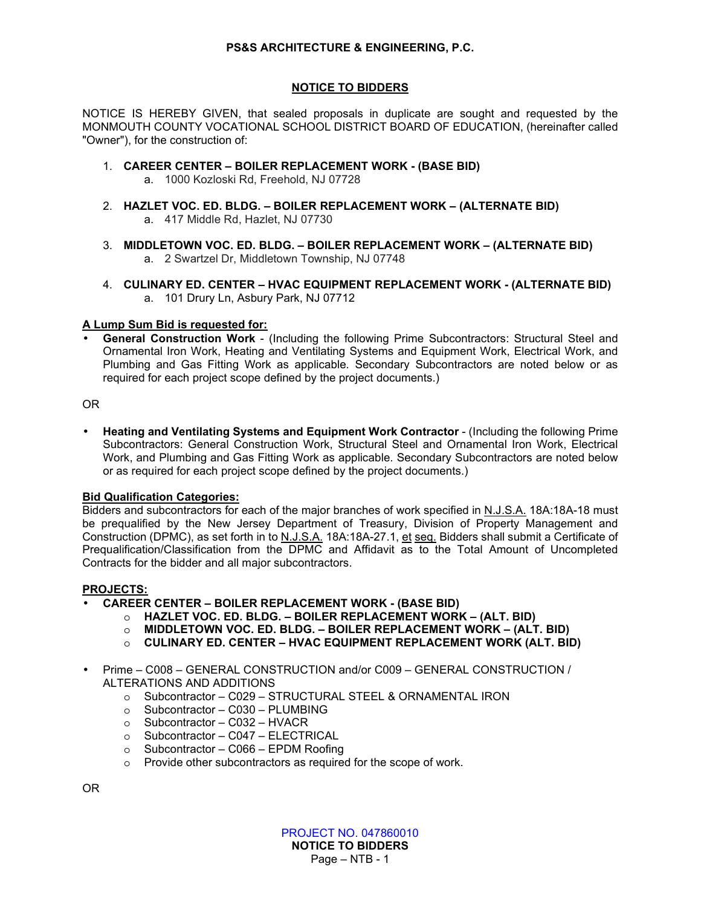PS&S ARCHITECTURE & ENGINEERING, P.C.

# NOTICE TO BIDDERS

NOTICE IS HEREBY GIVEN, that sealed proposals in duplicate are sought and requested by the MONMOUTH COUNTY VOCATIONAL SCHOOL DISTRICT BOARD OF EDUCATION, (hereinafter called "Owner"), for the construction of:

1. **CAREER CENTER – BOILER REPLACEMENT WORK - (BASE BID)**
   a. 1000 Kozloski Rd, Freehold, NJ 07728
2. **HAZLET VOC. ED. BLDG. – BOILER REPLACEMENT WORK – (ALTERNATE BID)**
   a. 417 Middle Rd, Hazlet, NJ 07730
3. **MIDDLETOWN VOC. ED. BLDG. – BOILER REPLACEMENT WORK – (ALTERNATE BID)**
   a. 2 Swartzel Dr, Middletown Township, NJ 07748
4. **CULINARY ED. CENTER – HVAC EQUIPMENT REPLACEMENT WORK - (ALTERNATE BID)**
   a. 101 Drury Ln, Asbury Park, NJ 07712

**A Lump Sum Bid is requested for:**

- **General Construction Work** - (Including the following Prime Subcontractors: Structural Steel and Ornamental Iron Work, Heating and Ventilating Systems and Equipment Work, Electrical Work, and Plumbing and Gas Fitting Work as applicable. Secondary Subcontractors are noted below or as required for each project scope defined by the project documents.)

OR

- **Heating and Ventilating Systems and Equipment Work Contractor** - (Including the following Prime Subcontractors: General Construction Work, Structural Steel and Ornamental Iron Work, Electrical Work, and Plumbing and Gas Fitting Work as applicable. Secondary Subcontractors are noted below or as required for each project scope defined by the project documents.)

**Bid Qualification Categories:**

Bidders and subcontractors for each of the major branches of work specified in N.J.S.A. 18A:18A-18 must be prequalified by the New Jersey Department of Treasury, Division of Property Management and Construction (DPMC), as set forth in to N.J.S.A. 18A:18A-27.1, et seq. Bidders shall submit a Certificate of Prequalification/Classification from the DPMC and Affidavit as to the Total Amount of Uncompleted Contracts for the bidder and all major subcontractors.

**PROJECTS:**

- **CAREER CENTER – BOILER REPLACEMENT WORK - (BASE BID)**
  - **HAZLET VOC. ED. BLDG. – BOILER REPLACEMENT WORK – (ALT. BID)**
  - **MIDDLETOWN VOC. ED. BLDG. – BOILER REPLACEMENT WORK – (ALT. BID)**
  - **CULINARY ED. CENTER – HVAC EQUIPMENT REPLACEMENT WORK (ALT. BID)**
- Prime – C008 – GENERAL CONSTRUCTION and/or C009 – GENERAL CONSTRUCTION / ALTERATIONS AND ADDITIONS
  - Subcontractor – C029 – STRUCTURAL STEEL & ORNAMENTAL IRON
  - Subcontractor – C030 – PLUMBING
  - Subcontractor – C032 – HVACR
  - Subcontractor – C047 – ELECTRICAL
  - Subcontractor – C066 – EPDM Roofing
  - Provide other subcontractors as required for the scope of work.

OR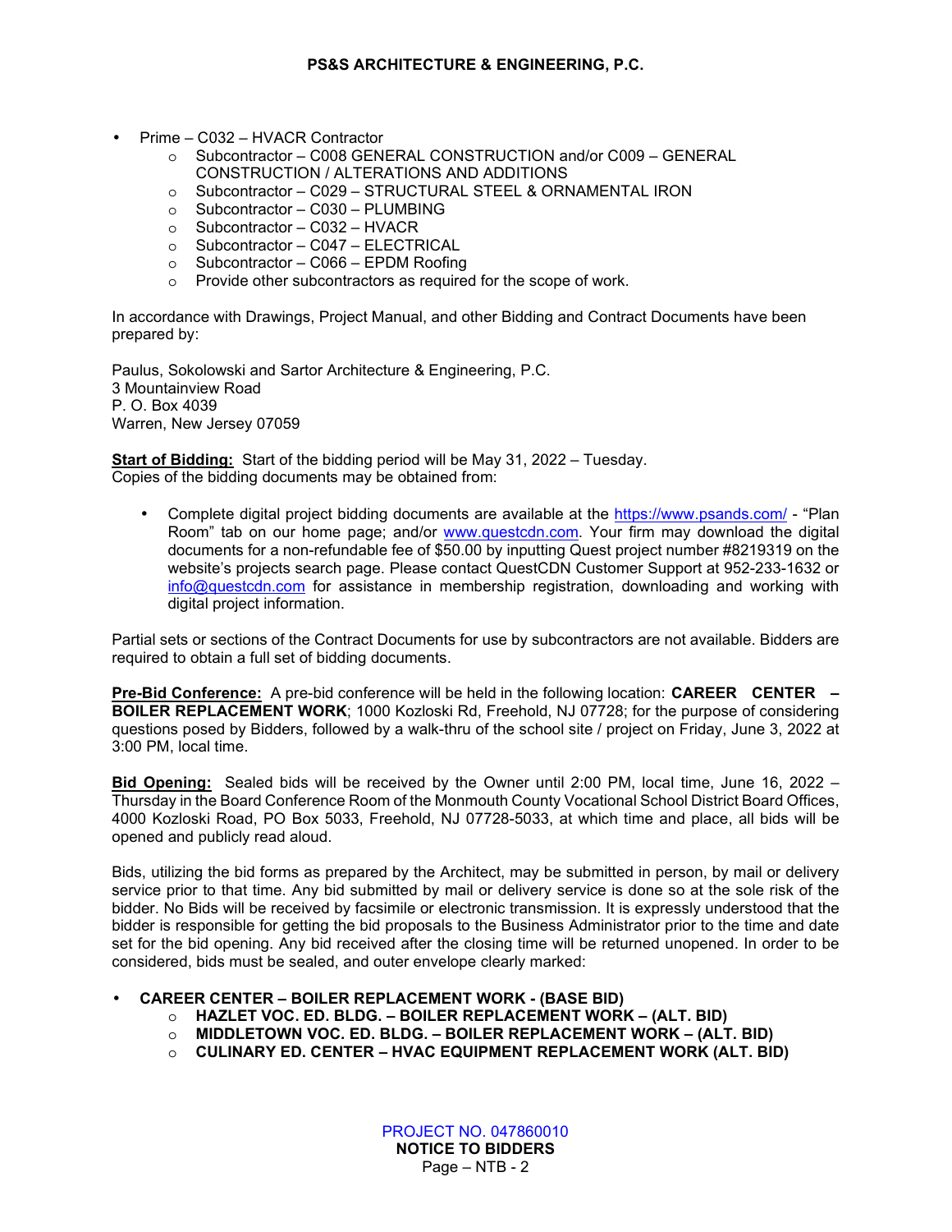- Prime – C032 – HVACR Contractor
  - Subcontractor – C008 GENERAL CONSTRUCTION and/or C009 – GENERAL CONSTRUCTION / ALTERATIONS AND ADDITIONS
  - Subcontractor – C029 – STRUCTURAL STEEL & ORNAMENTAL IRON
  - Subcontractor – C030 – PLUMBING
  - Subcontractor – C032 – HVACR
  - Subcontractor – C047 – ELECTRICAL
  - Subcontractor – C066 – EPDM Roofing
  - Provide other subcontractors as required for the scope of work.

In accordance with Drawings, Project Manual, and other Bidding and Contract Documents have been prepared by:

Paulus, Sokolowski and Sartor Architecture & Engineering, P.C.
3 Mountainview Road
P. O. Box 4039
Warren, New Jersey 07059

**Start of Bidding:** Start of the bidding period will be May 31, 2022 – Tuesday.
Copies of the bidding documents may be obtained from:

- Complete digital project bidding documents are available at the https://www.psands.com/ - "Plan Room" tab on our home page; and/or www.questcdn.com. Your firm may download the digital documents for a non-refundable fee of $50.00 by inputting Quest project number #8219319 on the website's projects search page. Please contact QuestCDN Customer Support at 952-233-1632 or info@questcdn.com for assistance in membership registration, downloading and working with digital project information.

Partial sets or sections of the Contract Documents for use by subcontractors are not available. Bidders are required to obtain a full set of bidding documents.

**Pre-Bid Conference:** A pre-bid conference will be held in the following location: **CAREER CENTER – BOILER REPLACEMENT WORK**; 1000 Kozloski Rd, Freehold, NJ 07728; for the purpose of considering questions posed by Bidders, followed by a walk-thru of the school site / project on Friday, June 3, 2022 at 3:00 PM, local time.

**Bid Opening:** Sealed bids will be received by the Owner until 2:00 PM, local time, June 16, 2022 – Thursday in the Board Conference Room of the Monmouth County Vocational School District Board Offices, 4000 Kozloski Road, PO Box 5033, Freehold, NJ 07728-5033, at which time and place, all bids will be opened and publicly read aloud.

Bids, utilizing the bid forms as prepared by the Architect, may be submitted in person, by mail or delivery service prior to that time. Any bid submitted by mail or delivery service is done so at the sole risk of the bidder. No Bids will be received by facsimile or electronic transmission. It is expressly understood that the bidder is responsible for getting the bid proposals to the Business Administrator prior to the time and date set for the bid opening. Any bid received after the closing time will be returned unopened. In order to be considered, bids must be sealed, and outer envelope clearly marked:

- **CAREER CENTER – BOILER REPLACEMENT WORK - (BASE BID)**
  - **HAZLET VOC. ED. BLDG. – BOILER REPLACEMENT WORK – (ALT. BID)**
  - **MIDDLETOWN VOC. ED. BLDG. – BOILER REPLACEMENT WORK – (ALT. BID)**
  - **CULINARY ED. CENTER – HVAC EQUIPMENT REPLACEMENT WORK (ALT. BID)**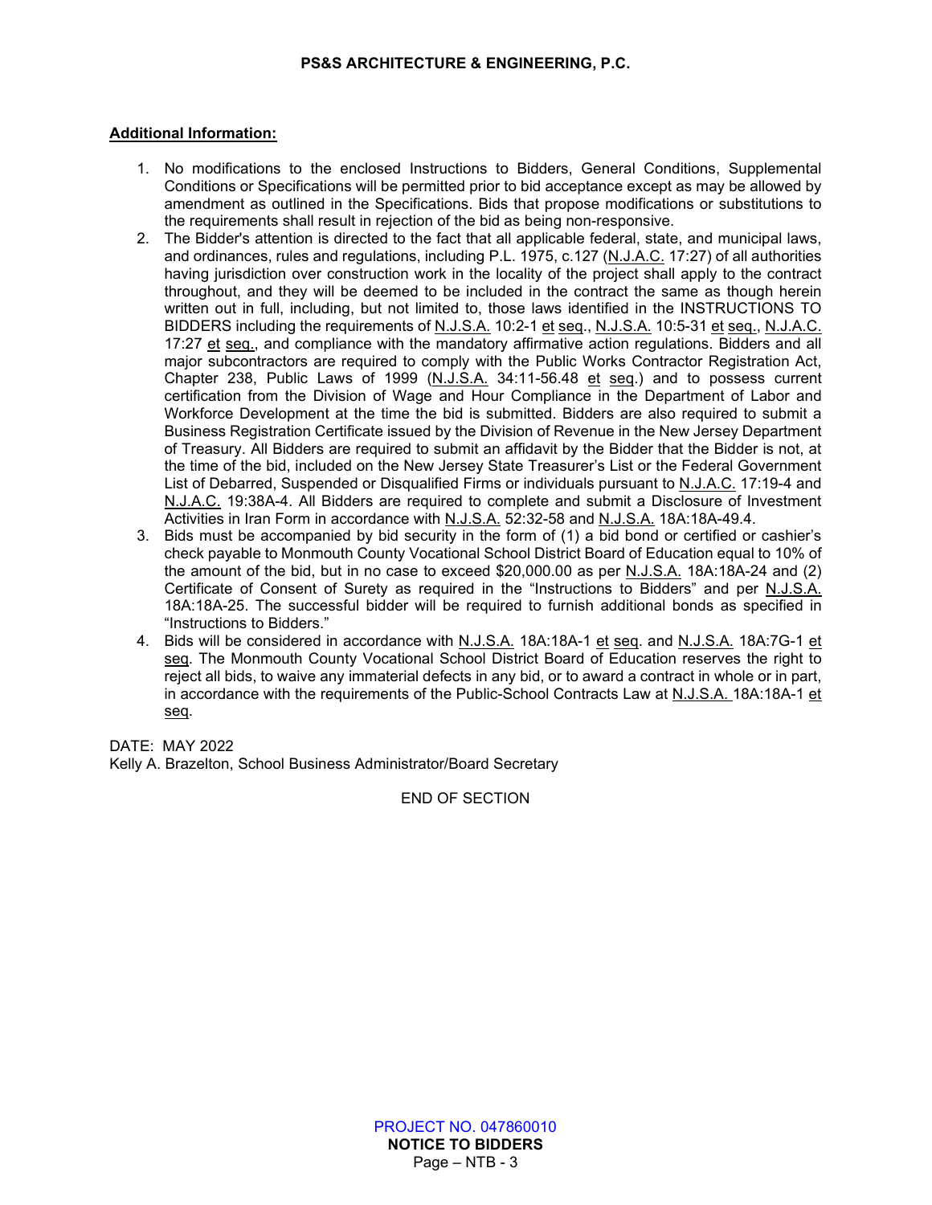**Additional Information:**

1. No modifications to the enclosed Instructions to Bidders, General Conditions, Supplemental Conditions or Specifications will be permitted prior to bid acceptance except as may be allowed by amendment as outlined in the Specifications. Bids that propose modifications or substitutions to the requirements shall result in rejection of the bid as being non-responsive.
2. The Bidder's attention is directed to the fact that all applicable federal, state, and municipal laws, and ordinances, rules and regulations, including P.L. 1975, c.127 (N.J.A.C. 17:27) of all authorities having jurisdiction over construction work in the locality of the project shall apply to the contract throughout, and they will be deemed to be included in the contract the same as though herein written out in full, including, but not limited to, those laws identified in the INSTRUCTIONS TO BIDDERS including the requirements of N.J.S.A. 10:2-1 et seq., N.J.S.A. 10:5-31 et seq., N.J.A.C. 17:27 et seq., and compliance with the mandatory affirmative action regulations. Bidders and all major subcontractors are required to comply with the Public Works Contractor Registration Act, Chapter 238, Public Laws of 1999 (N.J.S.A. 34:11-56.48 et seq.) and to possess current certification from the Division of Wage and Hour Compliance in the Department of Labor and Workforce Development at the time the bid is submitted. Bidders are also required to submit a Business Registration Certificate issued by the Division of Revenue in the New Jersey Department of Treasury. All Bidders are required to submit an affidavit by the Bidder that the Bidder is not, at the time of the bid, included on the New Jersey State Treasurer's List or the Federal Government List of Debarred, Suspended or Disqualified Firms or individuals pursuant to N.J.A.C. 17:19-4 and N.J.A.C. 19:38A-4. All Bidders are required to complete and submit a Disclosure of Investment Activities in Iran Form in accordance with N.J.S.A. 52:32-58 and N.J.S.A. 18A:18A-49.4.
3. Bids must be accompanied by bid security in the form of (1) a bid bond or certified or cashier's check payable to Monmouth County Vocational School District Board of Education equal to 10% of the amount of the bid, but in no case to exceed $20,000.00 as per N.J.S.A. 18A:18A-24 and (2) Certificate of Consent of Surety as required in the "Instructions to Bidders" and per N.J.S.A. 18A:18A-25. The successful bidder will be required to furnish additional bonds as specified in "Instructions to Bidders."
4. Bids will be considered in accordance with N.J.S.A. 18A:18A-1 et seq. and N.J.S.A. 18A:7G-1 et seq. The Monmouth County Vocational School District Board of Education reserves the right to reject all bids, to waive any immaterial defects in any bid, or to award a contract in whole or in part, in accordance with the requirements of the Public-School Contracts Law at N.J.S.A. 18A:18A-1 et seq.

DATE: MAY 2022
Kelly A. Brazelton, School Business Administrator/Board Secretary

END OF SECTION